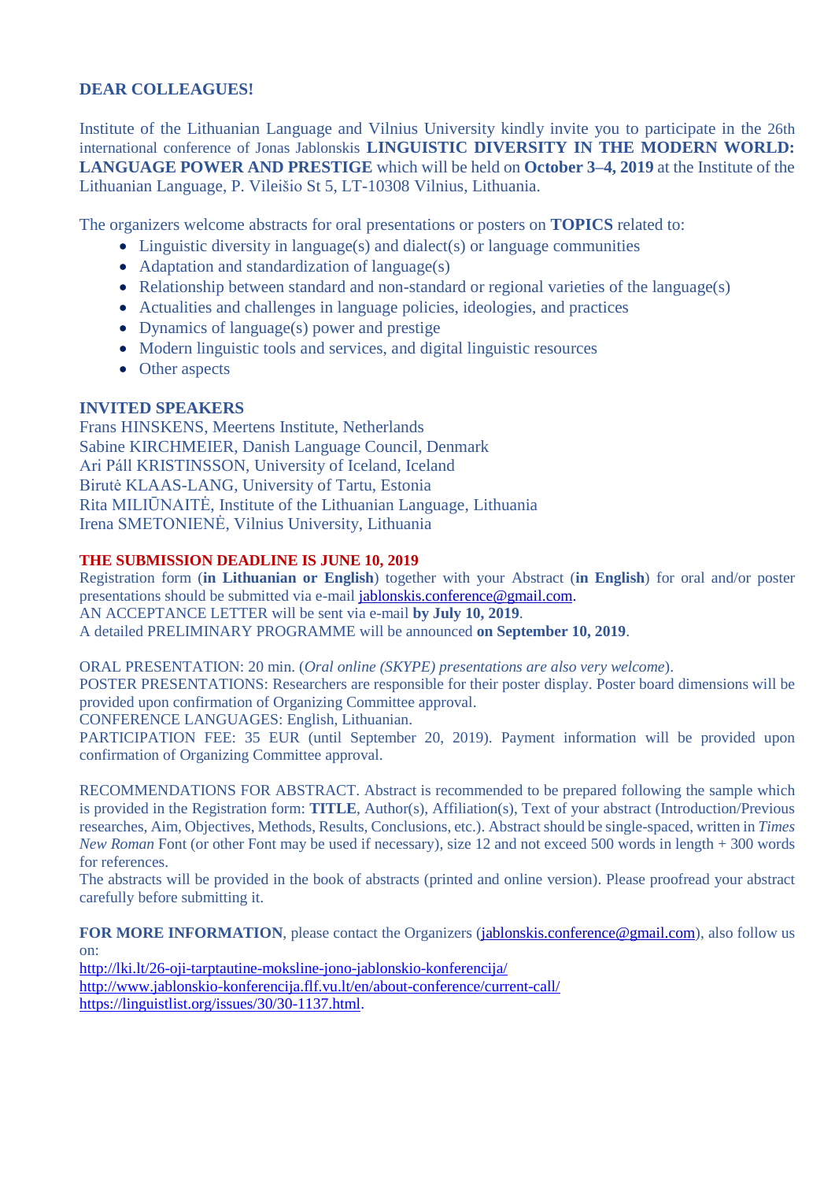**DEAR COLLEAGUES!**

Institute of the Lithuanian Language and Vilnius University kindly invite you to participate in the 26th international conference of Jonas Jablonskis **LINGUISTIC DIVERSITY IN THE MODERN WORLD: LANGUAGE POWER AND PRESTIGE** which will be held on **October 3–4, 2019** at the Institute of the Lithuanian Language, P. Vileišio St 5, LT-10308 Vilnius, Lithuania.

The organizers welcome abstracts for oral presentations or posters on **TOPICS** related to:

- Linguistic diversity in language(s) and dialect(s) or language communities
- Adaptation and standardization of language(s)
- Relationship between standard and non-standard or regional varieties of the language(s)
- Actualities and challenges in language policies, ideologies, and practices
- Dynamics of language(s) power and prestige
- Modern linguistic tools and services, and digital linguistic resources
- Other aspects

**INVITED SPEAKERS**

Frans HINSKENS, Meertens Institute, Netherlands
Sabine KIRCHMEIER, Danish Language Council, Denmark
Ari Páll KRISTINSSON, University of Iceland, Iceland
Birutė KLAAS-LANG, University of Tartu, Estonia
Rita MILIŪNAITĖ, Institute of the Lithuanian Language, Lithuania
Irena SMETONIENĖ, Vilnius University, Lithuania

**THE SUBMISSION DEADLINE IS JUNE 10, 2019**

Registration form (**in Lithuanian or English**) together with your Abstract (**in English**) for oral and/or poster presentations should be submitted via e-mail jablonskis.conference@gmail.com.
AN ACCEPTANCE LETTER will be sent via e-mail **by July 10, 2019**.
A detailed PRELIMINARY PROGRAMME will be announced **on September 10, 2019**.

ORAL PRESENTATION: 20 min. (*Oral online (SKYPE) presentations are also very welcome*).
POSTER PRESENTATIONS: Researchers are responsible for their poster display. Poster board dimensions will be provided upon confirmation of Organizing Committee approval.
CONFERENCE LANGUAGES: English, Lithuanian.
PARTICIPATION FEE: 35 EUR (until September 20, 2019). Payment information will be provided upon confirmation of Organizing Committee approval.

RECOMMENDATIONS FOR ABSTRACT. Abstract is recommended to be prepared following the sample which is provided in the Registration form: **TITLE**, Author(s), Affiliation(s), Text of your abstract (Introduction/Previous researches, Aim, Objectives, Methods, Results, Conclusions, etc.). Abstract should be single-spaced, written in *Times New Roman* Font (or other Font may be used if necessary), size 12 and not exceed 500 words in length + 300 words for references.
The abstracts will be provided in the book of abstracts (printed and online version). Please proofread your abstract carefully before submitting it.

**FOR MORE INFORMATION**, please contact the Organizers (jablonskis.conference@gmail.com), also follow us on:
http://lki.lt/26-oji-tarptautine-moksline-jono-jablonskio-konferencija/
http://www.jablonskio-konferencija.flf.vu.lt/en/about-conference/current-call/
https://linguistlist.org/issues/30/30-1137.html.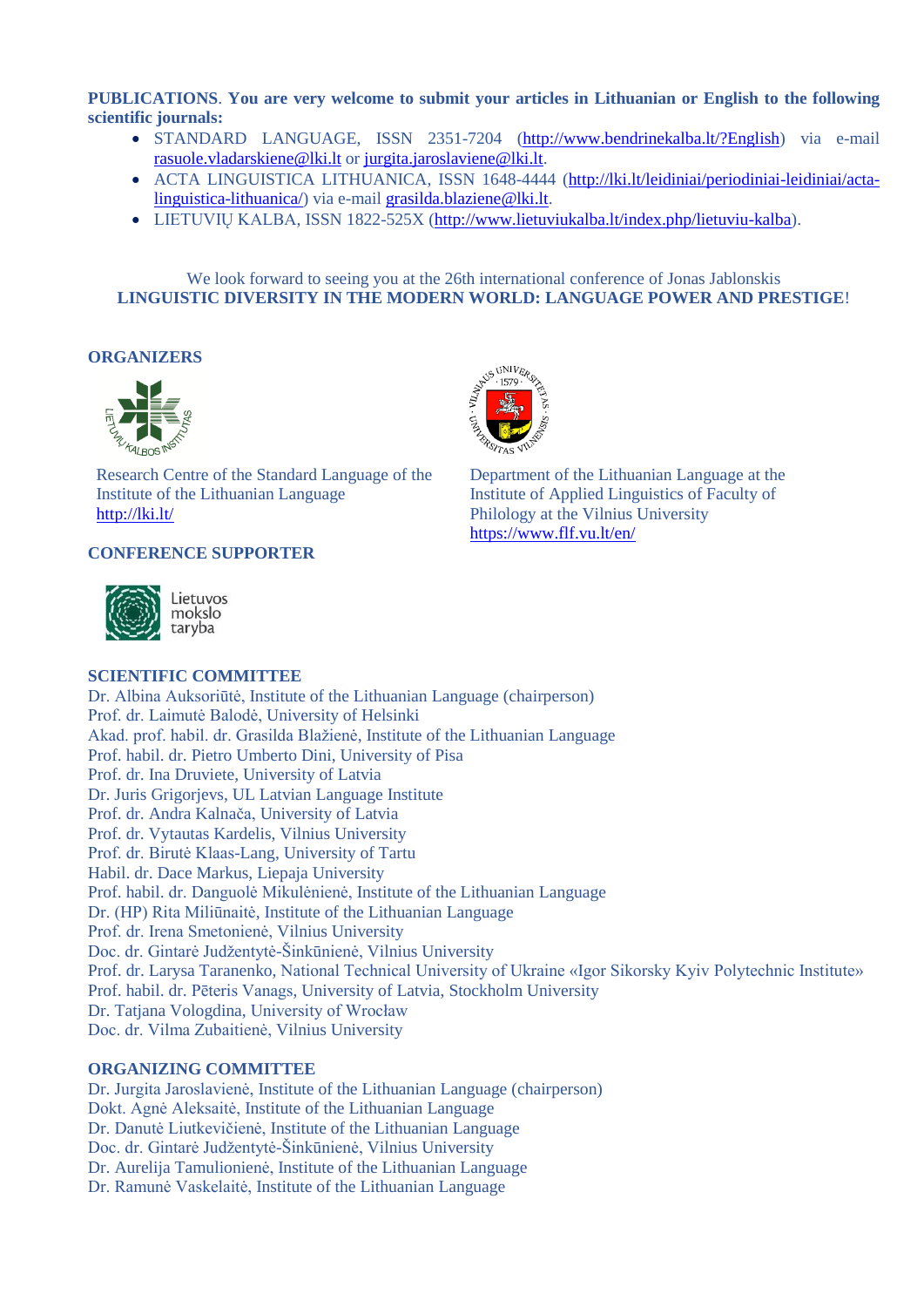**PUBLICATIONS**. **You are very welcome to submit your articles in Lithuanian or English to the following scientific journals:**

- STANDARD LANGUAGE, ISSN 2351-7204 (http://www.bendrinekalba.lt/?English) via e-mail rasuole.vladarskiene@lki.lt or jurgita.jaroslaviene@lki.lt.
- ACTA LINGUISTICA LITHUANICA, ISSN 1648-4444 (http://lki.lt/leidiniai/periodiniai-leidiniai/acta-linguistica-lithuanica/) via e-mail grasilda.blaziene@lki.lt.
- LIETUVIŲ KALBA, ISSN 1822-525X (http://www.lietuviukalba.lt/index.php/lietuviu-kalba).

We look forward to seeing you at the 26th international conference of Jonas Jablonskis
**LINGUISTIC DIVERSITY IN THE MODERN WORLD: LANGUAGE POWER AND PRESTIGE**!

## ORGANIZERS

Research Centre of the Standard Language of the Institute of the Lithuanian Language
http://lki.lt/

Department of the Lithuanian Language at the Institute of Applied Linguistics of Faculty of Philology at the Vilnius University
https://www.flf.vu.lt/en/

## CONFERENCE SUPPORTER

Lietuvos mokslo taryba

## SCIENTIFIC COMMITTEE

Dr. Albina Auksoriūtė, Institute of the Lithuanian Language (chairperson)
Prof. dr. Laimutė Balodė, University of Helsinki
Akad. prof. habil. dr. Grasilda Blažienė, Institute of the Lithuanian Language
Prof. habil. dr. Pietro Umberto Dini, University of Pisa
Prof. dr. Ina Druviete, University of Latvia
Dr. Juris Grigorjevs, UL Latvian Language Institute
Prof. dr. Andra Kalnača, University of Latvia
Prof. dr. Vytautas Kardelis, Vilnius University
Prof. dr. Birutė Klaas-Lang, University of Tartu
Habil. dr. Dace Markus, Liepaja University
Prof. habil. dr. Danguolė Mikulėnienė, Institute of the Lithuanian Language
Dr. (HP) Rita Miliūnaitė, Institute of the Lithuanian Language
Prof. dr. Irena Smetonienė, Vilnius University
Doc. dr. Gintarė Judžentytė-Šinkūnienė, Vilnius University
Prof. dr. Larysa Taranenko, National Technical University of Ukraine «Igor Sikorsky Kyiv Polytechnic Institute»
Prof. habil. dr. Pēteris Vanags, University of Latvia, Stockholm University
Dr. Tatjana Vologdina, University of Wrocław
Doc. dr. Vilma Zubaitienė, Vilnius University

## ORGANIZING COMMITTEE

Dr. Jurgita Jaroslavienė, Institute of the Lithuanian Language (chairperson)
Dokt. Agnė Aleksaitė, Institute of the Lithuanian Language
Dr. Danutė Liutkevičienė, Institute of the Lithuanian Language
Doc. dr. Gintarė Judžentytė-Šinkūnienė, Vilnius University
Dr. Aurelija Tamulionienė, Institute of the Lithuanian Language
Dr. Ramunė Vaskelaitė, Institute of the Lithuanian Language